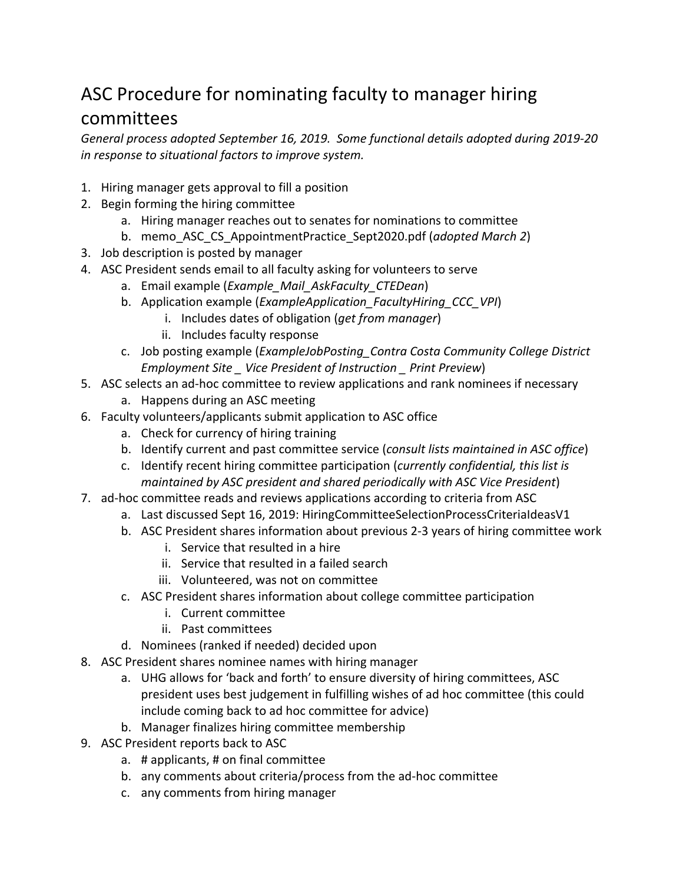# ASC Procedure for nominating faculty to manager hiring committees

*General process adopted September 16, 2019. Some functional details adopted during 2019-20 in response to situational factors to improve system.*

1. Hiring manager gets approval to fill a position
2. Begin forming the hiring committee
    a. Hiring manager reaches out to senates for nominations to committee
    b. memo_ASC_CS_AppointmentPractice_Sept2020.pdf (*adopted March 2*)
3. Job description is posted by manager
4. ASC President sends email to all faculty asking for volunteers to serve
    a. Email example (*Example_Mail_AskFaculty_CTEDean*)
    b. Application example (*ExampleApplication_FacultyHiring_CCC_VPI*)
        i. Includes dates of obligation (*get from manager*)
        ii. Includes faculty response
    c. Job posting example (*ExampleJobPosting_Contra Costa Community College District Employment Site _ Vice President of Instruction _ Print Preview*)
5. ASC selects an ad-hoc committee to review applications and rank nominees if necessary
    a. Happens during an ASC meeting
6. Faculty volunteers/applicants submit application to ASC office
    a. Check for currency of hiring training
    b. Identify current and past committee service (*consult lists maintained in ASC office*)
    c. Identify recent hiring committee participation (*currently confidential, this list is maintained by ASC president and shared periodically with ASC Vice President*)
7. ad-hoc committee reads and reviews applications according to criteria from ASC
    a. Last discussed Sept 16, 2019: HiringCommitteeSelectionProcessCriteriaIdeasV1
    b. ASC President shares information about previous 2-3 years of hiring committee work
        i. Service that resulted in a hire
        ii. Service that resulted in a failed search
        iii. Volunteered, was not on committee
    c. ASC President shares information about college committee participation
        i. Current committee
        ii. Past committees
    d. Nominees (ranked if needed) decided upon
8. ASC President shares nominee names with hiring manager
    a. UHG allows for 'back and forth' to ensure diversity of hiring committees, ASC president uses best judgement in fulfilling wishes of ad hoc committee (this could include coming back to ad hoc committee for advice)
    b. Manager finalizes hiring committee membership
9. ASC President reports back to ASC
    a. # applicants, # on final committee
    b. any comments about criteria/process from the ad-hoc committee
    c. any comments from hiring manager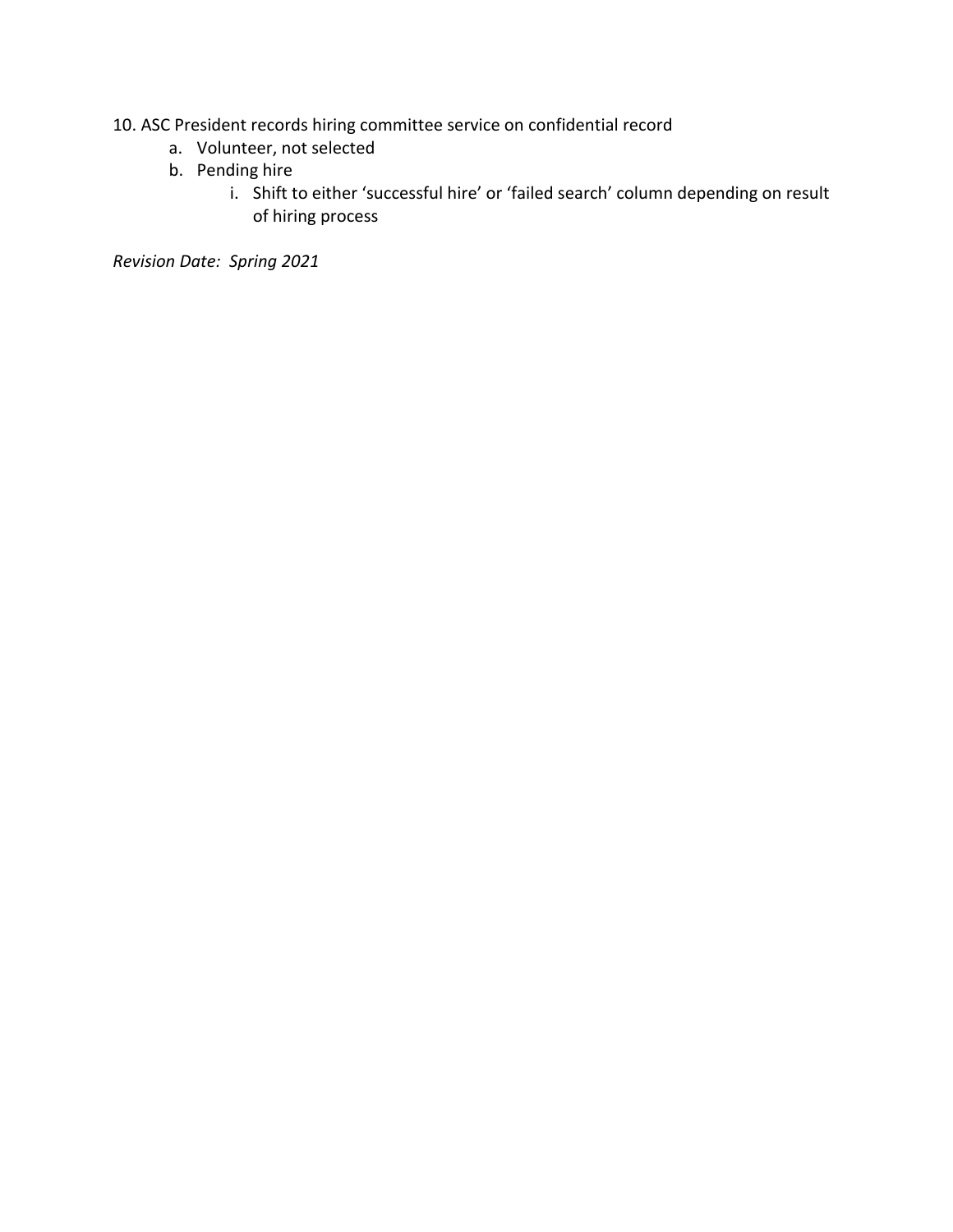10. ASC President records hiring committee service on confidential record
    a. Volunteer, not selected
    b. Pending hire
        i. Shift to either 'successful hire' or 'failed search' column depending on result of hiring process

*Revision Date: Spring 2021*